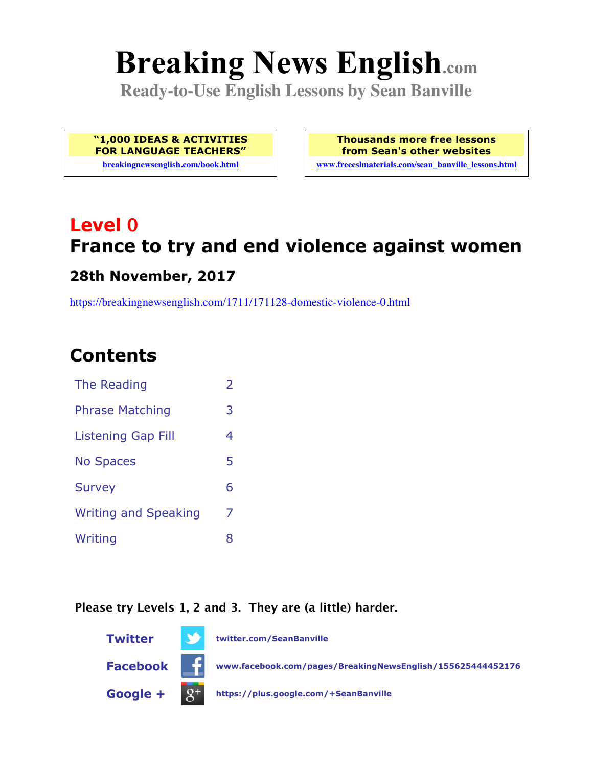# Breaking News English.com

**Ready-to-Use English Lessons by Sean Banville**

**"1,000 IDEAS & ACTIVITIES FOR LANGUAGE TEACHERS"**
breakingnewsenglish.com/book.html

**Thousands more free lessons from Sean's other websites**
www.freeeslmaterials.com/sean_banville_lessons.html

## Level 0

## France to try and end violence against women

### 28th November, 2017

https://breakingnewsenglish.com/1711/171128-domestic-violence-0.html

## Contents

| | |
|---|---|
| The Reading | 2 |
| Phrase Matching | 3 |
| Listening Gap Fill | 4 |
| No Spaces | 5 |
| Survey | 6 |
| Writing and Speaking | 7 |
| Writing | 8 |

**Please try Levels 1, 2 and 3. They are (a little) harder.**

**Twitter** twitter.com/SeanBanville

**Facebook** www.facebook.com/pages/BreakingNewsEnglish/155625444452176

**Google +** https://plus.google.com/+SeanBanville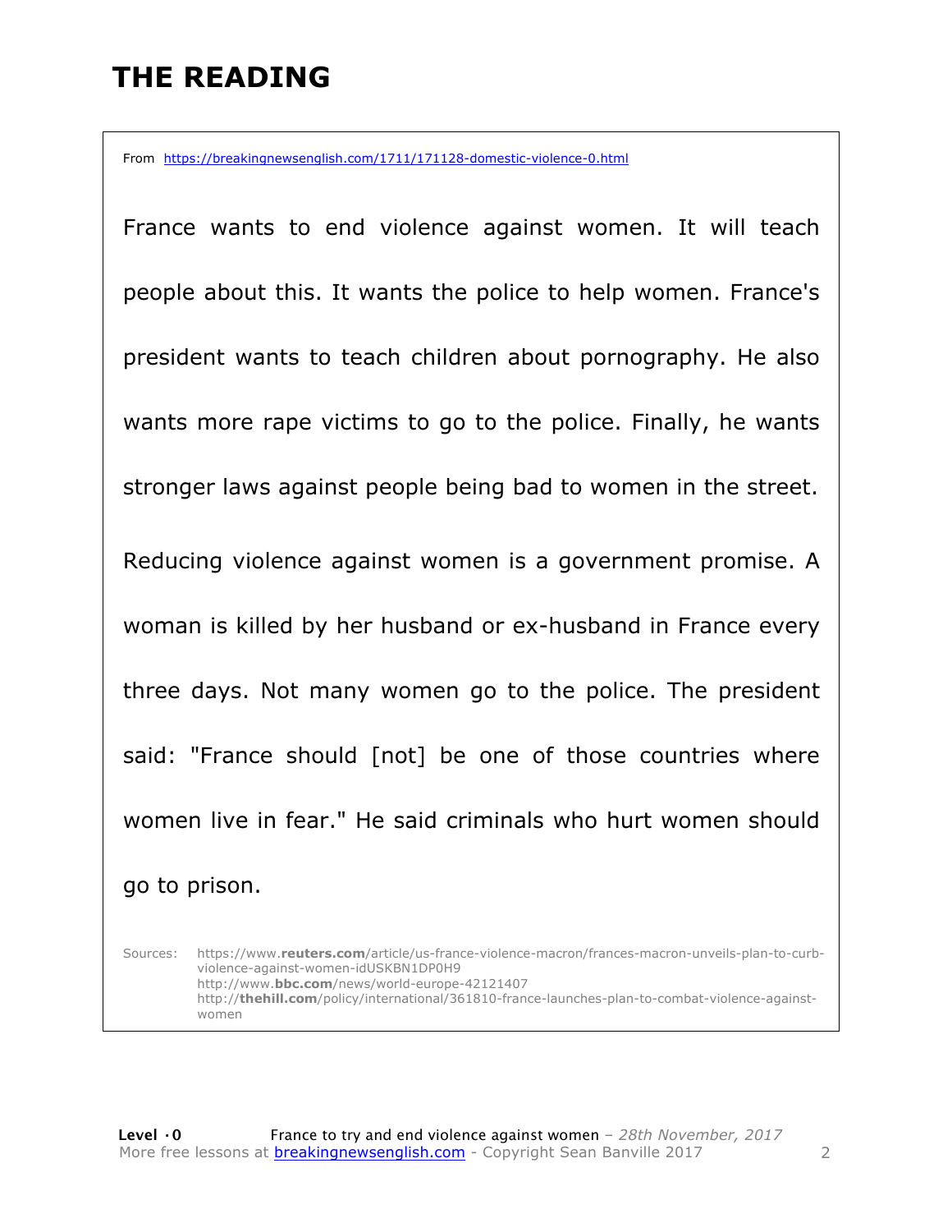# THE READING

From https://breakingnewsenglish.com/1711/171128-domestic-violence-0.html

France wants to end violence against women. It will teach people about this. It wants the police to help women. France's president wants to teach children about pornography. He also wants more rape victims to go to the police. Finally, he wants stronger laws against people being bad to women in the street.

Reducing violence against women is a government promise. A woman is killed by her husband or ex-husband in France every three days. Not many women go to the police. The president said: "France should [not] be one of those countries where women live in fear." He said criminals who hurt women should go to prison.

Sources: https://www.**reuters.com**/article/us-france-violence-macron/frances-macron-unveils-plan-to-curb-violence-against-women-idUSKBN1DP0H9
http://www.**bbc.com**/news/world-europe-42121407
http://**thehill.com**/policy/international/361810-france-launches-plan-to-combat-violence-against-women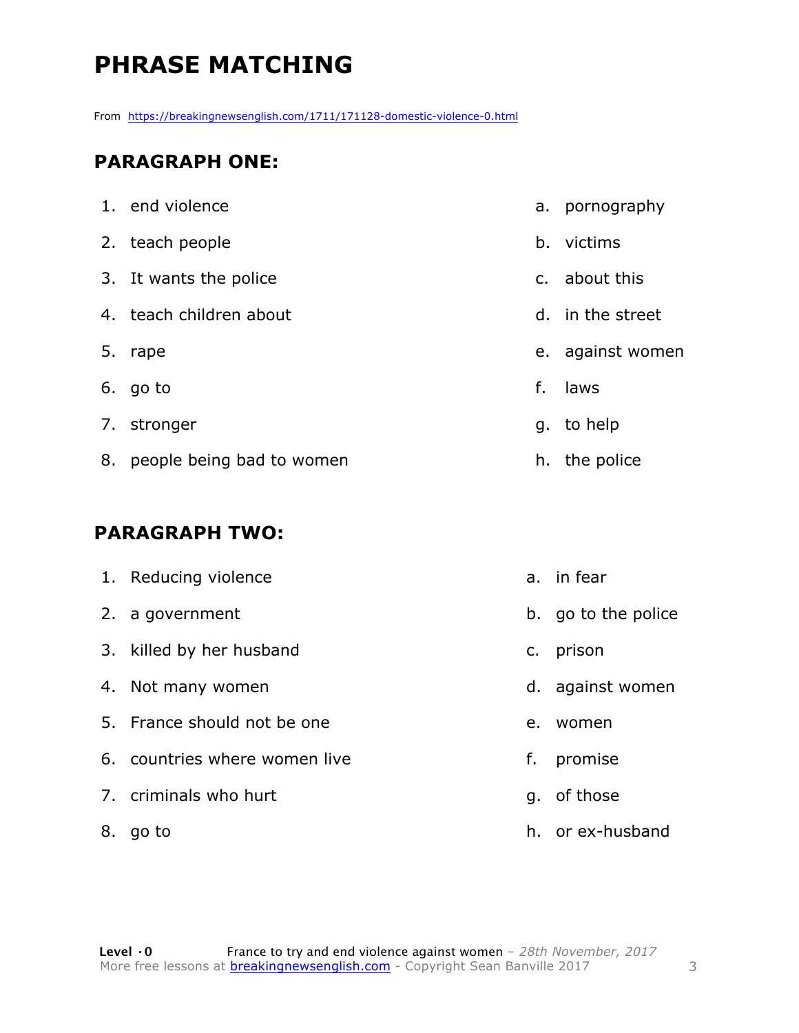# PHRASE MATCHING

From https://breakingnewsenglish.com/1711/171128-domestic-violence-0.html

## PARAGRAPH ONE:

1. end violence
2. teach people
3. It wants the police
4. teach children about
5. rape
6. go to
7. stronger
8. people being bad to women

a. pornography
b. victims
c. about this
d. in the street
e. against women
f. laws
g. to help
h. the police

## PARAGRAPH TWO:

1. Reducing violence
2. a government
3. killed by her husband
4. Not many women
5. France should not be one
6. countries where women live
7. criminals who hurt
8. go to

a. in fear
b. go to the police
c. prison
d. against women
e. women
f. promise
g. of those
h. or ex-husband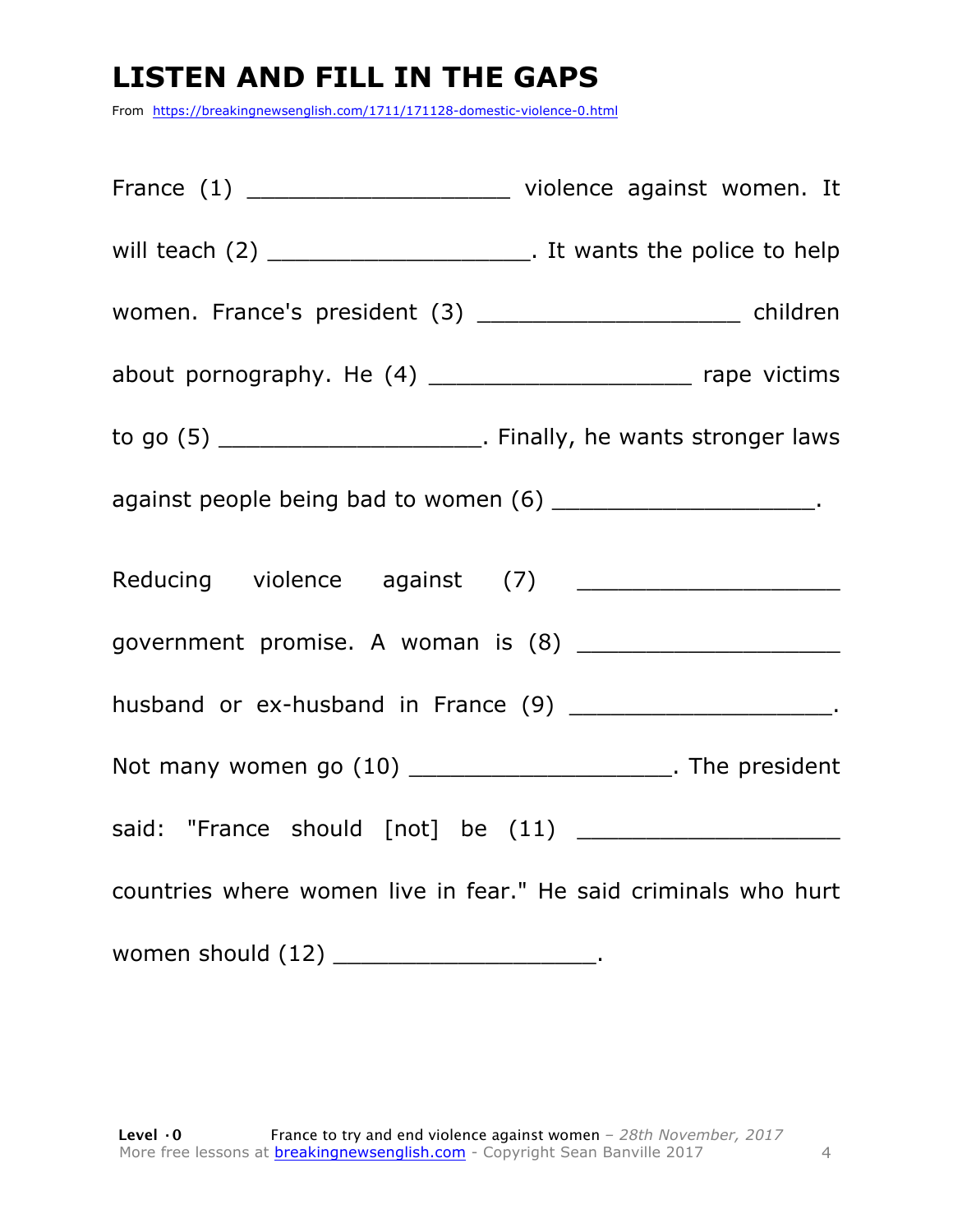# LISTEN AND FILL IN THE GAPS

From https://breakingnewsenglish.com/1711/171128-domestic-violence-0.html

France (1) ___________________ violence against women. It will teach (2) ___________________. It wants the police to help women. France's president (3) ___________________ children about pornography. He (4) ___________________ rape victims to go (5) ___________________. Finally, he wants stronger laws against people being bad to women (6) ___________________.

Reducing violence against (7) ___________________ government promise. A woman is (8) ___________________ husband or ex-husband in France (9) ___________________. Not many women go (10) ___________________. The president said: "France should [not] be (11) ___________________ countries where women live in fear." He said criminals who hurt women should (12) ___________________.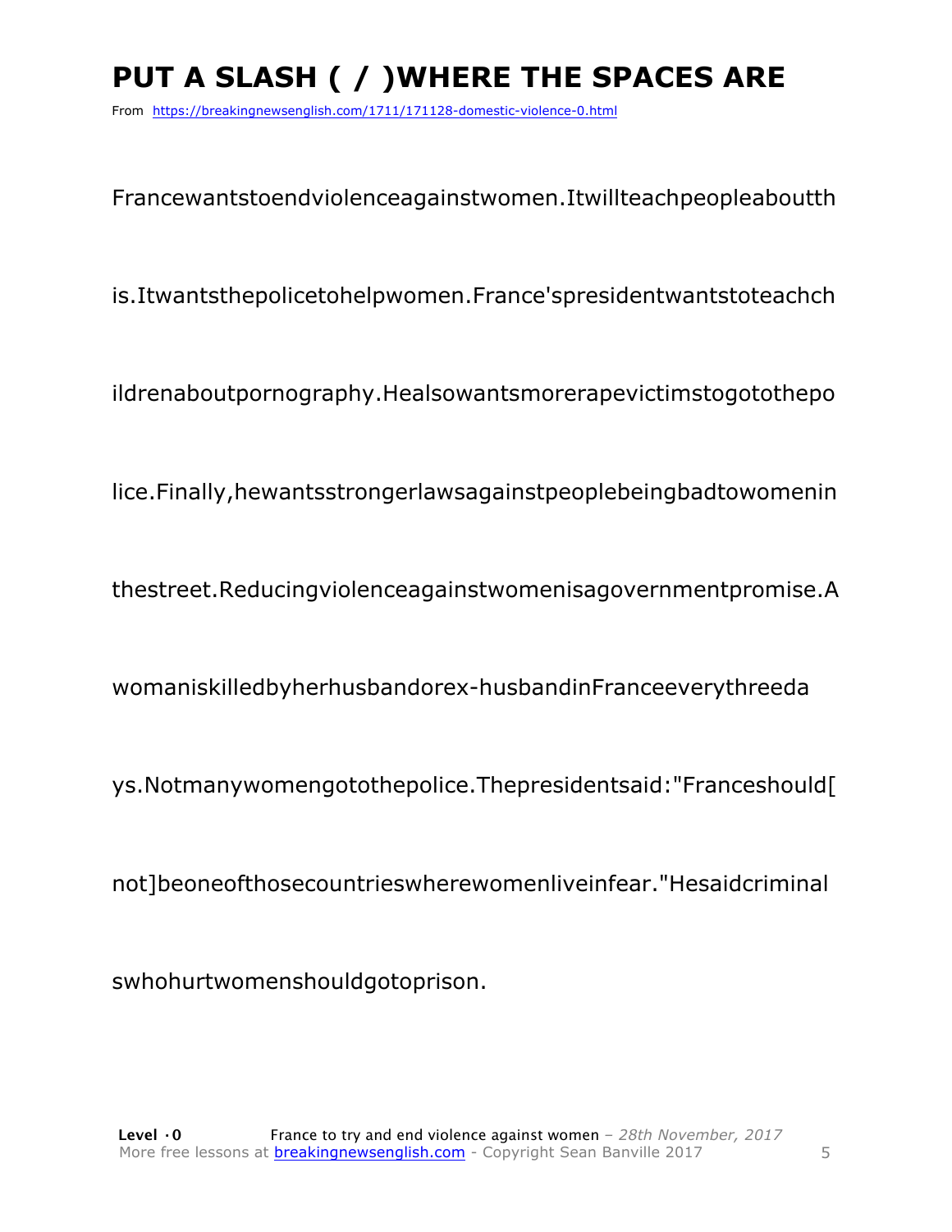# PUT A SLASH ( / )WHERE THE SPACES ARE

From https://breakingnewsenglish.com/1711/171128-domestic-violence-0.html

Francewantstoendviolenceagainstwomen.Itwillteachpeopleaboutth

is.Itwantsthepolicetohelpwomen.France'spresidentwantstoteachch

ildrenaboutpornography.Healsowantsmorerapevictimstogotothepo

lice.Finally,hewantsstrongerlawsagainstpeoplebeingbadtowomenin

thestreet.Reducingviolenceagainstwomenisagovernmentpromise.A

womaniskilledbyherhusbandorex-husbandinFranceeverythreeda

ys.Notmanywomengotothepolice.Thepresidentsaid:"Franceshould[

not]beoneofthosecountrieswherewomenliveinfear."Hesaidcriminal

swhohurtwomenshouldgotoprison.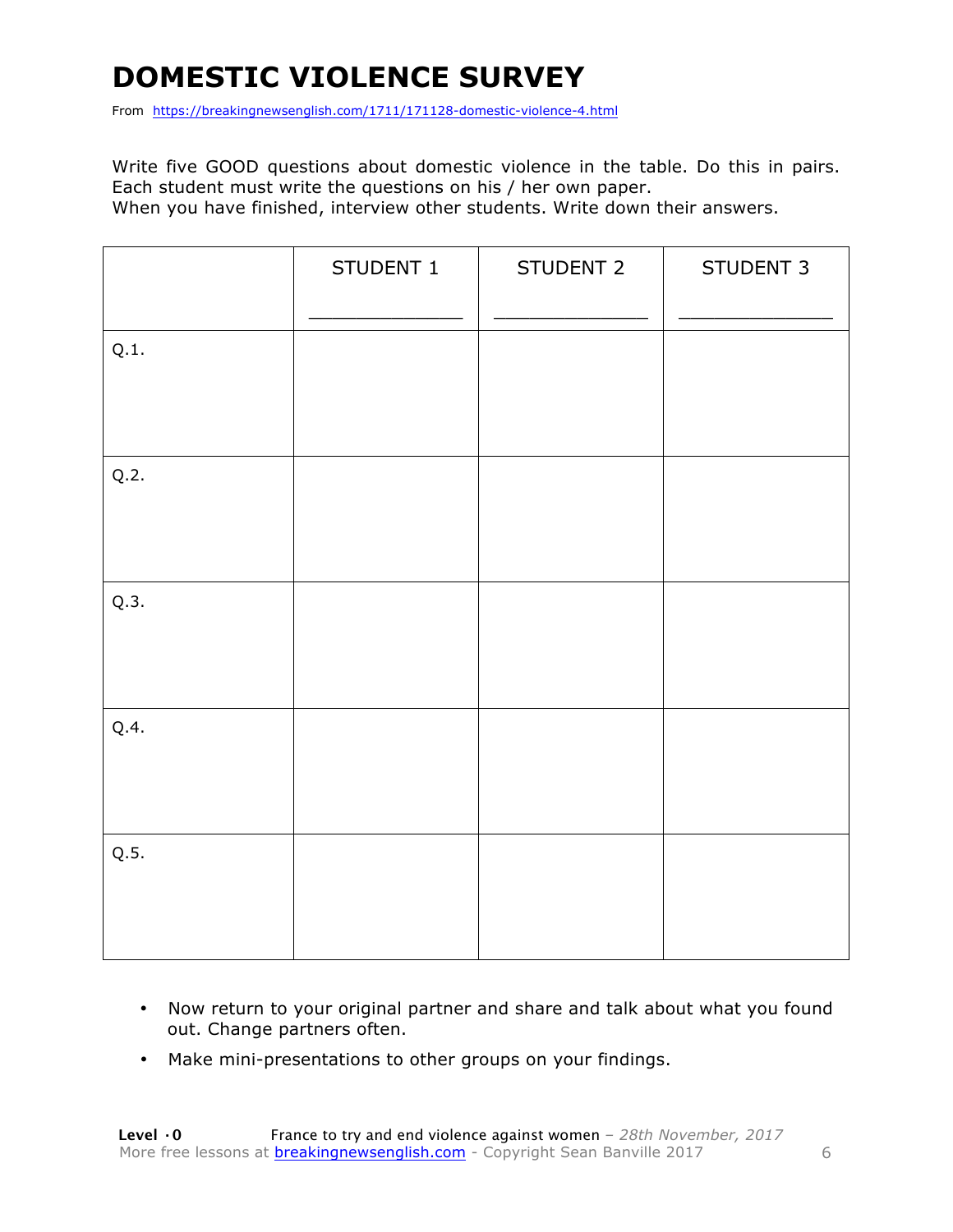# DOMESTIC VIOLENCE SURVEY

From https://breakingnewsenglish.com/1711/171128-domestic-violence-4.html

Write five GOOD questions about domestic violence in the table. Do this in pairs. Each student must write the questions on his / her own paper.
When you have finished, interview other students. Write down their answers.

| | STUDENT 1<br>_____________ | STUDENT 2<br>_____________ | STUDENT 3<br>_____________ |
|---|---|---|---|
| Q.1. | | | |
| Q.2. | | | |
| Q.3. | | | |
| Q.4. | | | |
| Q.5. | | | |

- Now return to your original partner and share and talk about what you found out. Change partners often.
- Make mini-presentations to other groups on your findings.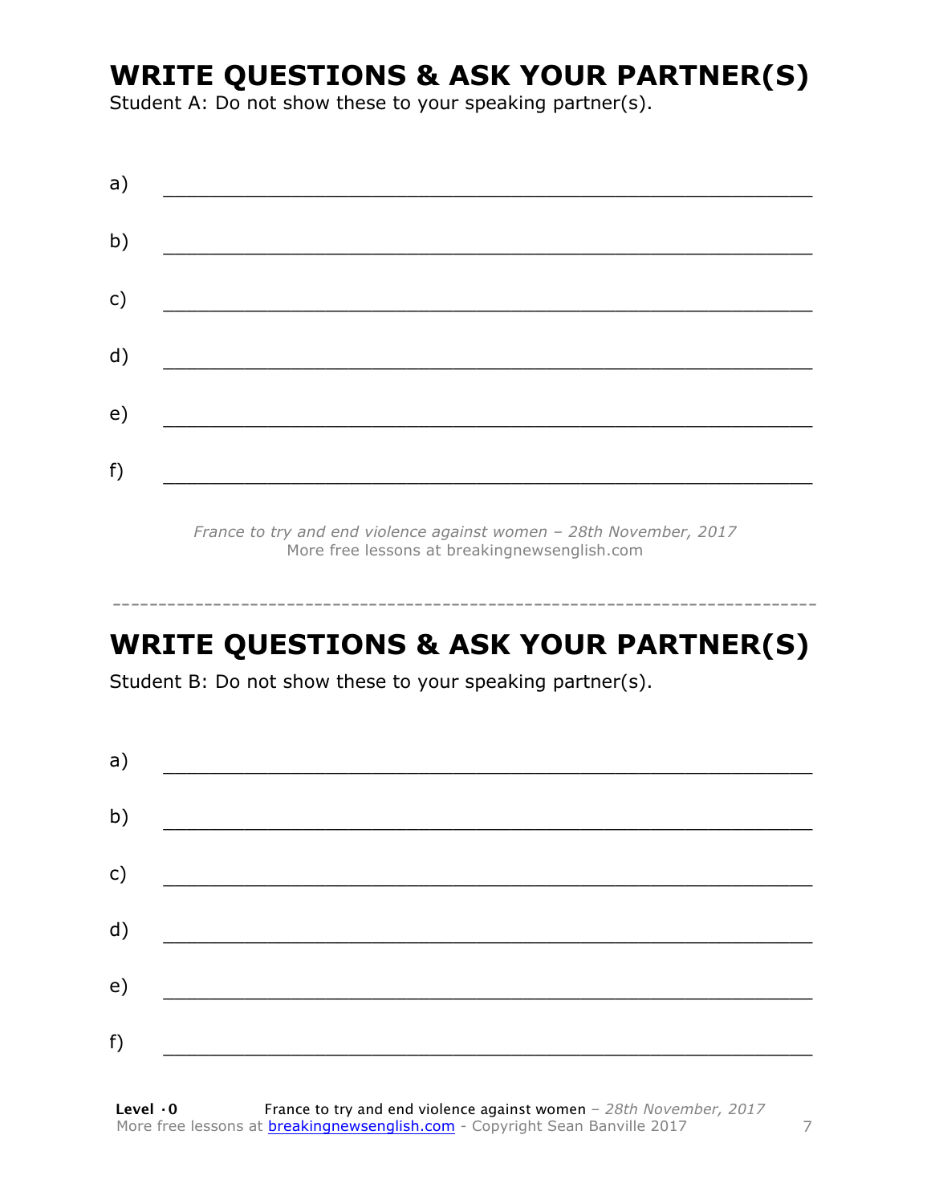## WRITE QUESTIONS & ASK YOUR PARTNER(S)

Student A: Do not show these to your speaking partner(s).

a) ___________________________________________________________

b) ___________________________________________________________

c) ___________________________________________________________

d) ___________________________________________________________

e) ___________________________________________________________

f) ___________________________________________________________

*France to try and end violence against women – 28th November, 2017*
More free lessons at breakingnewsenglish.com

---

## WRITE QUESTIONS & ASK YOUR PARTNER(S)

Student B: Do not show these to your speaking partner(s).

a) ___________________________________________________________

b) ___________________________________________________________

c) ___________________________________________________________

d) ___________________________________________________________

e) ___________________________________________________________

f) ___________________________________________________________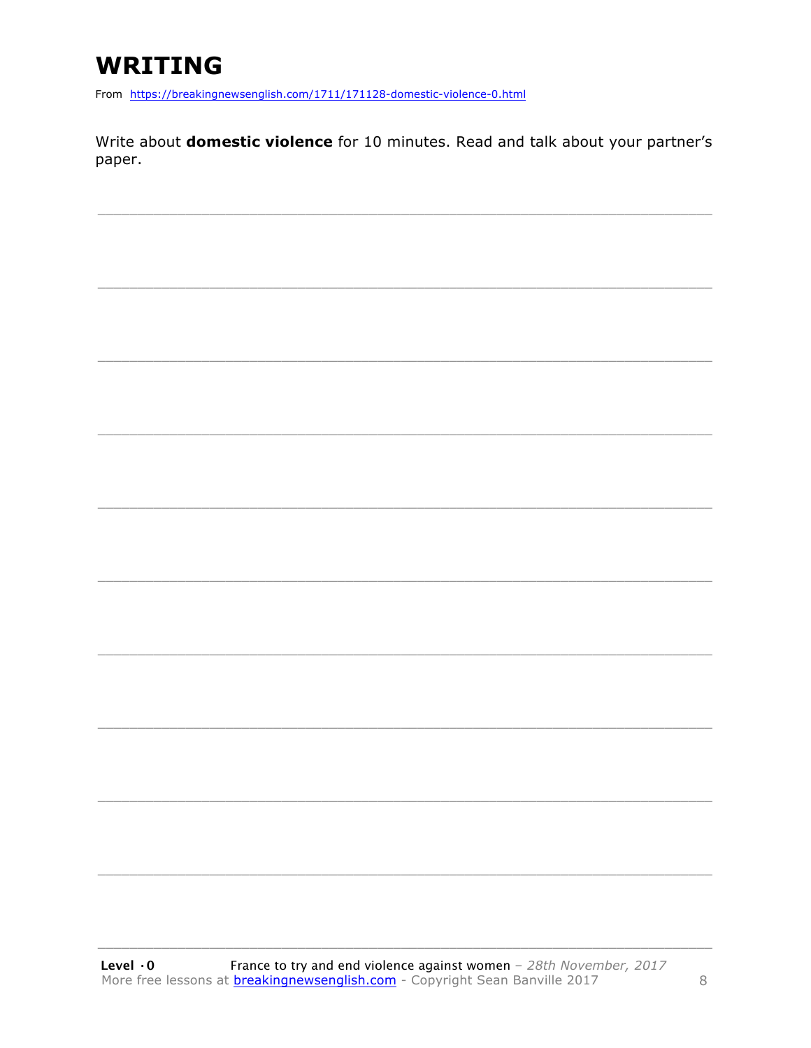# WRITING

From https://breakingnewsenglish.com/1711/171128-domestic-violence-0.html

Write about **domestic violence** for 10 minutes. Read and talk about your partner's paper.

___________________________________________________________________________

___________________________________________________________________________

___________________________________________________________________________

___________________________________________________________________________

___________________________________________________________________________

___________________________________________________________________________

___________________________________________________________________________

___________________________________________________________________________

___________________________________________________________________________

___________________________________________________________________________

___________________________________________________________________________